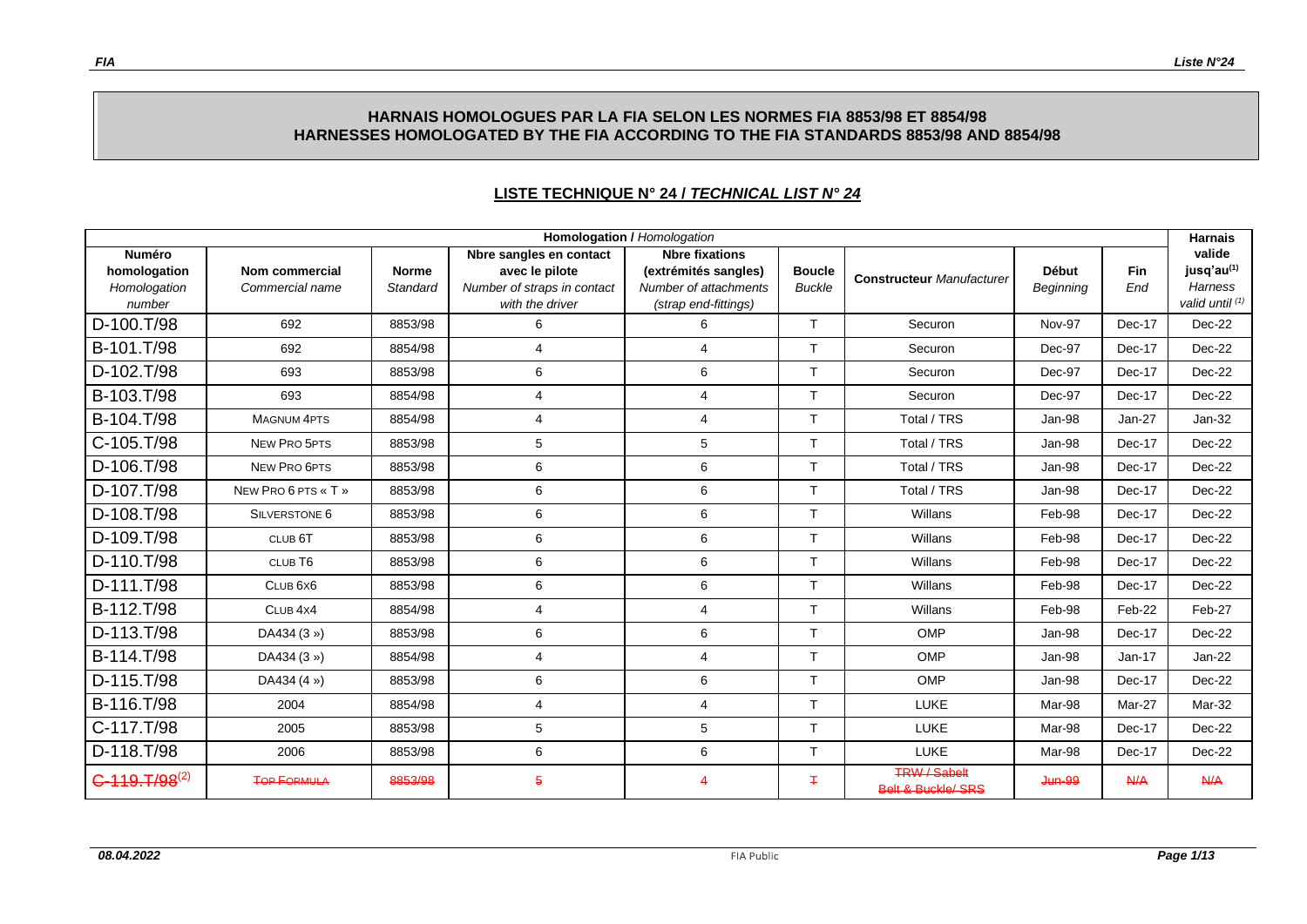**HARNAIS HOMOLOGUES PAR LA FIA SELON LES NORMES FIA 8853/98 ET 8854/98**
**HARNESSES HOMOLOGATED BY THE FIA ACCORDING TO THE FIA STANDARDS 8853/98 AND 8854/98**

## LISTE TECHNIQUE N° 24 / *TECHNICAL LIST N° 24*

| Homologation / *Homologation* | | | | | | | | | Harnais |
|---|---|---|---|---|---|---|---|---|---|
| Numéro homologation *Homologation number* | Nom commercial *Commercial name* | Norme *Standard* | Nbre sangles en contact avec le pilote *Number of straps in contact with the driver* | Nbre fixations (extrémités sangles) *Number of attachments (strap end-fittings)* | Boucle *Buckle* | Constructeur *Manufacturer* | Début *Beginning* | Fin *End* | valide jusq'au[1] *Harness valid until* [1] |
| D-100.T/98 | 692 | 8853/98 | 6 | 6 | T | Securon | Nov-97 | Dec-17 | Dec-22 |
| B-101.T/98 | 692 | 8854/98 | 4 | 4 | T | Securon | Dec-97 | Dec-17 | Dec-22 |
| D-102.T/98 | 693 | 8853/98 | 6 | 6 | T | Securon | Dec-97 | Dec-17 | Dec-22 |
| B-103.T/98 | 693 | 8854/98 | 4 | 4 | T | Securon | Dec-97 | Dec-17 | Dec-22 |
| B-104.T/98 | MAGNUM 4PTS | 8854/98 | 4 | 4 | T | Total / TRS | Jan-98 | Jan-27 | Jan-32 |
| C-105.T/98 | NEW PRO 5PTS | 8853/98 | 5 | 5 | T | Total / TRS | Jan-98 | Dec-17 | Dec-22 |
| D-106.T/98 | NEW PRO 6PTS | 8853/98 | 6 | 6 | T | Total / TRS | Jan-98 | Dec-17 | Dec-22 |
| D-107.T/98 | NEW PRO 6 PTS « T » | 8853/98 | 6 | 6 | T | Total / TRS | Jan-98 | Dec-17 | Dec-22 |
| D-108.T/98 | SILVERSTONE 6 | 8853/98 | 6 | 6 | T | Willans | Feb-98 | Dec-17 | Dec-22 |
| D-109.T/98 | CLUB 6T | 8853/98 | 6 | 6 | T | Willans | Feb-98 | Dec-17 | Dec-22 |
| D-110.T/98 | CLUB T6 | 8853/98 | 6 | 6 | T | Willans | Feb-98 | Dec-17 | Dec-22 |
| D-111.T/98 | CLUB 6x6 | 8853/98 | 6 | 6 | T | Willans | Feb-98 | Dec-17 | Dec-22 |
| B-112.T/98 | CLUB 4x4 | 8854/98 | 4 | 4 | T | Willans | Feb-98 | Feb-22 | Feb-27 |
| D-113.T/98 | DA434 (3 ») | 8853/98 | 6 | 6 | T | OMP | Jan-98 | Dec-17 | Dec-22 |
| B-114.T/98 | DA434 (3 ») | 8854/98 | 4 | 4 | T | OMP | Jan-98 | Jan-17 | Jan-22 |
| D-115.T/98 | DA434 (4 ») | 8853/98 | 6 | 6 | T | OMP | Jan-98 | Dec-17 | Dec-22 |
| B-116.T/98 | 2004 | 8854/98 | 4 | 4 | T | LUKE | Mar-98 | Mar-27 | Mar-32 |
| C-117.T/98 | 2005 | 8853/98 | 5 | 5 | T | LUKE | Mar-98 | Dec-17 | Dec-22 |
| D-118.T/98 | 2006 | 8853/98 | 6 | 6 | T | LUKE | Mar-98 | Dec-17 | Dec-22 |
| ~~C-119.T/98~~[2] | ~~TOP FORMULA~~ | ~~8853/98~~ | ~~5~~ | ~~4~~ | ~~T~~ | ~~TRW / Sabelt Belt & Buckle/ SRS~~ | ~~Jun-99~~ | ~~N/A~~ | ~~N/A~~ |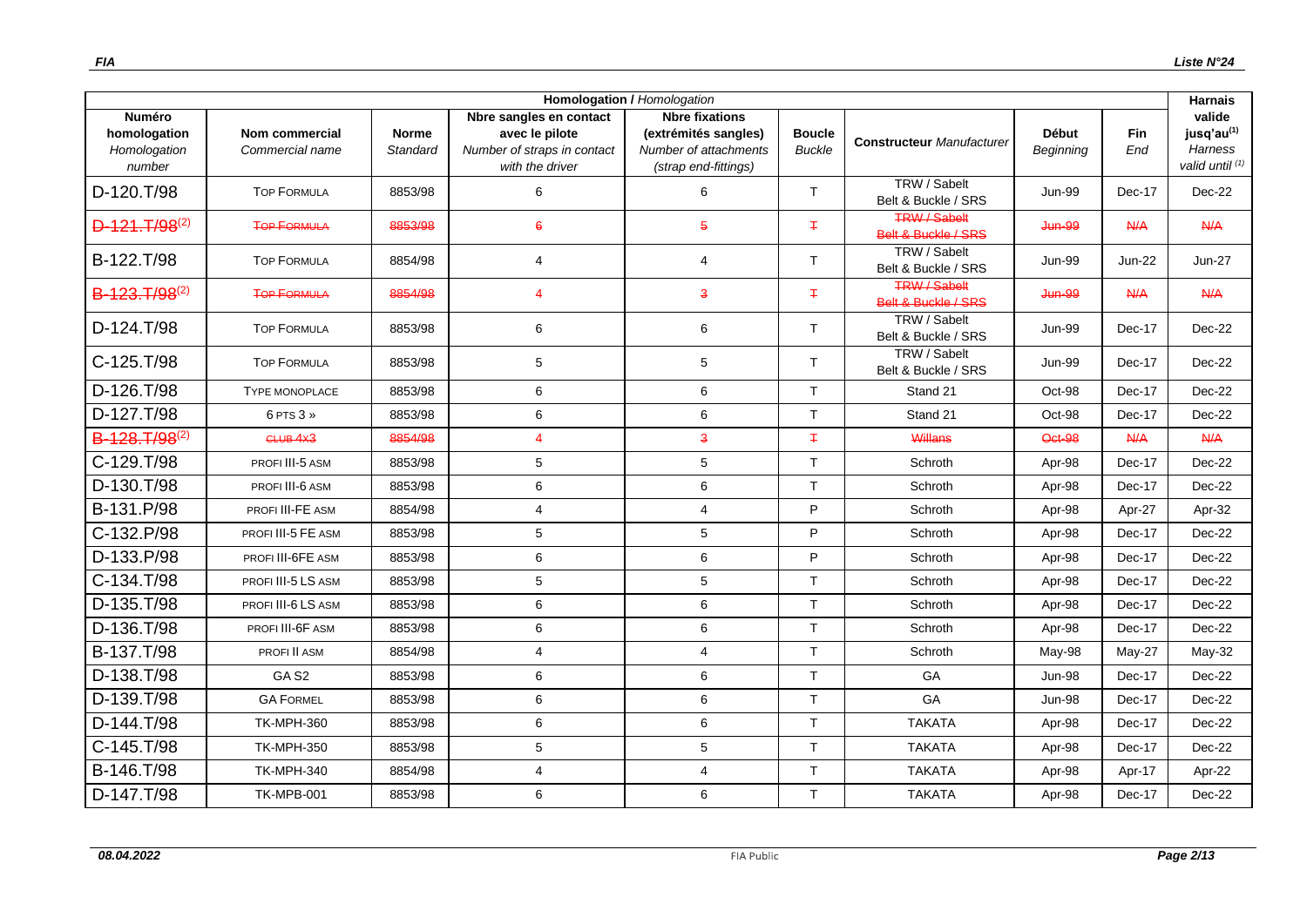| Homologation / *Homologation* | | | | | | | | | Harnais |
|---|---|---|---|---|---|---|---|---|---|
| **Numéro homologation** *Homologation number* | **Nom commercial** *Commercial name* | **Norme** *Standard* | **Nbre sangles en contact avec le pilote** *Number of straps in contact with the driver* | **Nbre fixations (extrémités sangles)** *Number of attachments (strap end-fittings)* | **Boucle** *Buckle* | **Constructeur** *Manufacturer* | **Début** *Beginning* | **Fin** *End* | **valide jusq'au(1)** *Harness valid until (1)* |
| D-120.T/98 | TOP FORMULA | 8853/98 | 6 | 6 | T | TRW / Sabelt Belt & Buckle / SRS | Jun-99 | Dec-17 | Dec-22 |
| ~~D-121.T/98~~(2) | ~~TOP FORMULA~~ | ~~8853/98~~ | ~~6~~ | ~~5~~ | ~~T~~ | ~~TRW / Sabelt Belt & Buckle / SRS~~ | ~~Jun-99~~ | ~~N/A~~ | ~~N/A~~ |
| B-122.T/98 | TOP FORMULA | 8854/98 | 4 | 4 | T | TRW / Sabelt Belt & Buckle / SRS | Jun-99 | Jun-22 | Jun-27 |
| ~~B-123.T/98~~(2) | ~~TOP FORMULA~~ | ~~8854/98~~ | ~~4~~ | ~~3~~ | ~~T~~ | ~~TRW / Sabelt Belt & Buckle / SRS~~ | ~~Jun-99~~ | ~~N/A~~ | ~~N/A~~ |
| D-124.T/98 | TOP FORMULA | 8853/98 | 6 | 6 | T | TRW / Sabelt Belt & Buckle / SRS | Jun-99 | Dec-17 | Dec-22 |
| C-125.T/98 | TOP FORMULA | 8853/98 | 5 | 5 | T | TRW / Sabelt Belt & Buckle / SRS | Jun-99 | Dec-17 | Dec-22 |
| D-126.T/98 | TYPE MONOPLACE | 8853/98 | 6 | 6 | T | Stand 21 | Oct-98 | Dec-17 | Dec-22 |
| D-127.T/98 | 6 PTS 3 » | 8853/98 | 6 | 6 | T | Stand 21 | Oct-98 | Dec-17 | Dec-22 |
| ~~B-128.T/98~~(2) | ~~CLUB 4X3~~ | ~~8854/98~~ | ~~4~~ | ~~3~~ | ~~T~~ | ~~Willans~~ | ~~Oct-98~~ | ~~N/A~~ | ~~N/A~~ |
| C-129.T/98 | PROFI III-5 ASM | 8853/98 | 5 | 5 | T | Schroth | Apr-98 | Dec-17 | Dec-22 |
| D-130.T/98 | PROFI III-6 ASM | 8853/98 | 6 | 6 | T | Schroth | Apr-98 | Dec-17 | Dec-22 |
| B-131.P/98 | PROFI III-FE ASM | 8854/98 | 4 | 4 | P | Schroth | Apr-98 | Apr-27 | Apr-32 |
| C-132.P/98 | PROFI III-5 FE ASM | 8853/98 | 5 | 5 | P | Schroth | Apr-98 | Dec-17 | Dec-22 |
| D-133.P/98 | PROFI III-6FE ASM | 8853/98 | 6 | 6 | P | Schroth | Apr-98 | Dec-17 | Dec-22 |
| C-134.T/98 | PROFI III-5 LS ASM | 8853/98 | 5 | 5 | T | Schroth | Apr-98 | Dec-17 | Dec-22 |
| D-135.T/98 | PROFI III-6 LS ASM | 8853/98 | 6 | 6 | T | Schroth | Apr-98 | Dec-17 | Dec-22 |
| D-136.T/98 | PROFI III-6F ASM | 8853/98 | 6 | 6 | T | Schroth | Apr-98 | Dec-17 | Dec-22 |
| B-137.T/98 | PROFI II ASM | 8854/98 | 4 | 4 | T | Schroth | May-98 | May-27 | May-32 |
| D-138.T/98 | GA S2 | 8853/98 | 6 | 6 | T | GA | Jun-98 | Dec-17 | Dec-22 |
| D-139.T/98 | GA FORMEL | 8853/98 | 6 | 6 | T | GA | Jun-98 | Dec-17 | Dec-22 |
| D-144.T/98 | TK-MPH-360 | 8853/98 | 6 | 6 | T | TAKATA | Apr-98 | Dec-17 | Dec-22 |
| C-145.T/98 | TK-MPH-350 | 8853/98 | 5 | 5 | T | TAKATA | Apr-98 | Dec-17 | Dec-22 |
| B-146.T/98 | TK-MPH-340 | 8854/98 | 4 | 4 | T | TAKATA | Apr-98 | Apr-17 | Apr-22 |
| D-147.T/98 | TK-MPB-001 | 8853/98 | 6 | 6 | T | TAKATA | Apr-98 | Dec-17 | Dec-22 |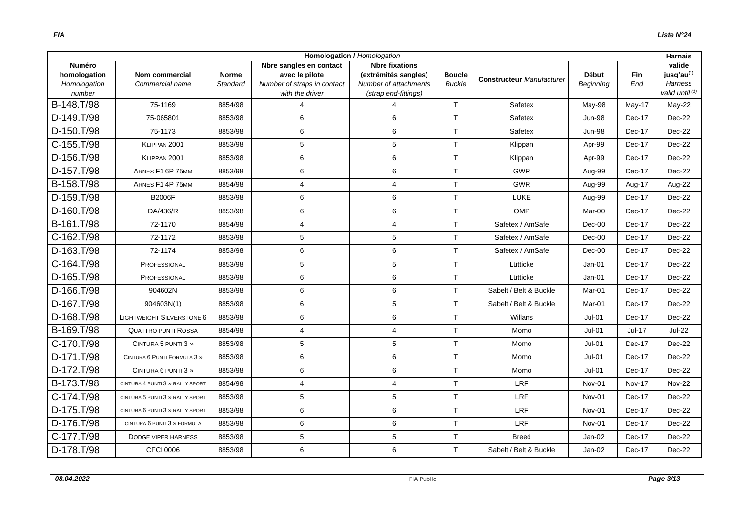| Homologation / *Homologation* | | | | | | | | | | Harnais |
|---|---|---|---|---|---|---|---|---|---|---|
| **Numéro homologation** *Homologation number* | **Nom commercial** *Commercial name* | **Norme** *Standard* | **Nbre sangles en contact avec le pilote** *Number of straps in contact with the driver* | **Nbre fixations (extrémités sangles)** *Number of attachments (strap end-fittings)* | **Boucle** *Buckle* | **Constructeur** *Manufacturer* | **Début** *Beginning* | **Fin** *End* | **valide jusq'au[(1)]** *Harness valid until [(1)]* |
| B-148.T/98 | 75-1169 | 8854/98 | 4 | 4 | T | Safetex | May-98 | May-17 | May-22 |
| D-149.T/98 | 75-065801 | 8853/98 | 6 | 6 | T | Safetex | Jun-98 | Dec-17 | Dec-22 |
| D-150.T/98 | 75-1173 | 8853/98 | 6 | 6 | T | Safetex | Jun-98 | Dec-17 | Dec-22 |
| C-155.T/98 | KLIPPAN 2001 | 8853/98 | 5 | 5 | T | Klippan | Apr-99 | Dec-17 | Dec-22 |
| D-156.T/98 | KLIPPAN 2001 | 8853/98 | 6 | 6 | T | Klippan | Apr-99 | Dec-17 | Dec-22 |
| D-157.T/98 | ARNES F1 6P 75MM | 8853/98 | 6 | 6 | T | GWR | Aug-99 | Dec-17 | Dec-22 |
| B-158.T/98 | ARNES F1 4P 75MM | 8854/98 | 4 | 4 | T | GWR | Aug-99 | Aug-17 | Aug-22 |
| D-159.T/98 | B2006F | 8853/98 | 6 | 6 | T | LUKE | Aug-99 | Dec-17 | Dec-22 |
| D-160.T/98 | DA/436/R | 8853/98 | 6 | 6 | T | OMP | Mar-00 | Dec-17 | Dec-22 |
| B-161.T/98 | 72-1170 | 8854/98 | 4 | 4 | T | Safetex / AmSafe | Dec-00 | Dec-17 | Dec-22 |
| C-162.T/98 | 72-1172 | 8853/98 | 5 | 5 | T | Safetex / AmSafe | Dec-00 | Dec-17 | Dec-22 |
| D-163.T/98 | 72-1174 | 8853/98 | 6 | 6 | T | Safetex / AmSafe | Dec-00 | Dec-17 | Dec-22 |
| C-164.T/98 | PROFESSIONAL | 8853/98 | 5 | 5 | T | Lütticke | Jan-01 | Dec-17 | Dec-22 |
| D-165.T/98 | PROFESSIONAL | 8853/98 | 6 | 6 | T | Lütticke | Jan-01 | Dec-17 | Dec-22 |
| D-166.T/98 | 904602N | 8853/98 | 6 | 6 | T | Sabelt / Belt & Buckle | Mar-01 | Dec-17 | Dec-22 |
| D-167.T/98 | 904603N(1) | 8853/98 | 6 | 5 | T | Sabelt / Belt & Buckle | Mar-01 | Dec-17 | Dec-22 |
| D-168.T/98 | LIGHTWEIGHT SILVERSTONE 6 | 8853/98 | 6 | 6 | T | Willans | Jul-01 | Dec-17 | Dec-22 |
| B-169.T/98 | QUATTRO PUNTI ROSSA | 8854/98 | 4 | 4 | T | Momo | Jul-01 | Jul-17 | Jul-22 |
| C-170.T/98 | CINTURA 5 PUNTI 3 » | 8853/98 | 5 | 5 | T | Momo | Jul-01 | Dec-17 | Dec-22 |
| D-171.T/98 | CINTURA 6 PUNTI FORMULA 3 » | 8853/98 | 6 | 6 | T | Momo | Jul-01 | Dec-17 | Dec-22 |
| D-172.T/98 | CINTURA 6 PUNTI 3 » | 8853/98 | 6 | 6 | T | Momo | Jul-01 | Dec-17 | Dec-22 |
| B-173.T/98 | CINTURA 4 PUNTI 3 » RALLY SPORT | 8854/98 | 4 | 4 | T | LRF | Nov-01 | Nov-17 | Nov-22 |
| C-174.T/98 | CINTURA 5 PUNTI 3 » RALLY SPORT | 8853/98 | 5 | 5 | T | LRF | Nov-01 | Dec-17 | Dec-22 |
| D-175.T/98 | CINTURA 6 PUNTI 3 » RALLY SPORT | 8853/98 | 6 | 6 | T | LRF | Nov-01 | Dec-17 | Dec-22 |
| D-176.T/98 | CINTURA 6 PUNTI 3 » FORMULA | 8853/98 | 6 | 6 | T | LRF | Nov-01 | Dec-17 | Dec-22 |
| C-177.T/98 | DODGE VIPER HARNESS | 8853/98 | 5 | 5 | T | Breed | Jan-02 | Dec-17 | Dec-22 |
| D-178.T/98 | CFCI 0006 | 8853/98 | 6 | 6 | T | Sabelt / Belt & Buckle | Jan-02 | Dec-17 | Dec-22 |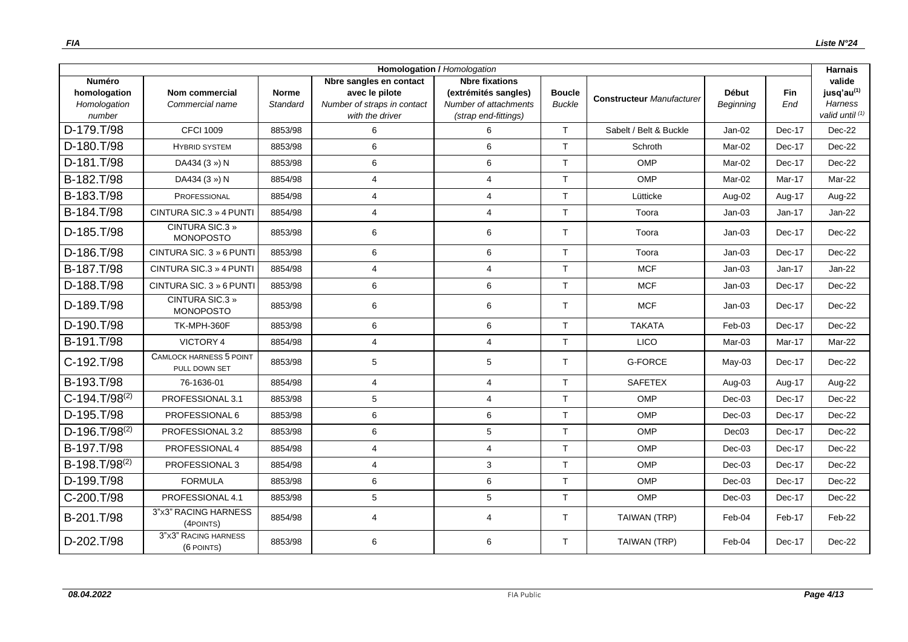| Homologation / *Homologation* | | | | | | | | | Harnais |
|---|---|---|---|---|---|---|---|---|---|
| **Numéro homologation** *Homologation number* | **Nom commercial** *Commercial name* | **Norme** *Standard* | **Nbre sangles en contact avec le pilote** *Number of straps in contact with the driver* | **Nbre fixations (extrémités sangles)** *Number of attachments (strap end-fittings)* | **Boucle** *Buckle* | **Constructeur** *Manufacturer* | **Début** *Beginning* | **Fin** *End* | **valide jusq'au(1)** *Harness valid until (1)* |
| D-179.T/98 | CFCI 1009 | 8853/98 | 6 | 6 | T | Sabelt / Belt & Buckle | Jan-02 | Dec-17 | Dec-22 |
| D-180.T/98 | HYBRID SYSTEM | 8853/98 | 6 | 6 | T | Schroth | Mar-02 | Dec-17 | Dec-22 |
| D-181.T/98 | DA434 (3 ») N | 8853/98 | 6 | 6 | T | OMP | Mar-02 | Dec-17 | Dec-22 |
| B-182.T/98 | DA434 (3 ») N | 8854/98 | 4 | 4 | T | OMP | Mar-02 | Mar-17 | Mar-22 |
| B-183.T/98 | PROFESSIONAL | 8854/98 | 4 | 4 | T | Lütticke | Aug-02 | Aug-17 | Aug-22 |
| B-184.T/98 | CINTURA SIC.3 » 4 PUNTI | 8854/98 | 4 | 4 | T | Toora | Jan-03 | Jan-17 | Jan-22 |
| D-185.T/98 | CINTURA SIC.3 » MONOPOSTO | 8853/98 | 6 | 6 | T | Toora | Jan-03 | Dec-17 | Dec-22 |
| D-186.T/98 | CINTURA SIC. 3 » 6 PUNTI | 8853/98 | 6 | 6 | T | Toora | Jan-03 | Dec-17 | Dec-22 |
| B-187.T/98 | CINTURA SIC.3 » 4 PUNTI | 8854/98 | 4 | 4 | T | MCF | Jan-03 | Jan-17 | Jan-22 |
| D-188.T/98 | CINTURA SIC. 3 » 6 PUNTI | 8853/98 | 6 | 6 | T | MCF | Jan-03 | Dec-17 | Dec-22 |
| D-189.T/98 | CINTURA SIC.3 » MONOPOSTO | 8853/98 | 6 | 6 | T | MCF | Jan-03 | Dec-17 | Dec-22 |
| D-190.T/98 | TK-MPH-360F | 8853/98 | 6 | 6 | T | TAKATA | Feb-03 | Dec-17 | Dec-22 |
| B-191.T/98 | VICTORY 4 | 8854/98 | 4 | 4 | T | LICO | Mar-03 | Mar-17 | Mar-22 |
| C-192.T/98 | CAMLOCK HARNESS 5 POINT PULL DOWN SET | 8853/98 | 5 | 5 | T | G-FORCE | May-03 | Dec-17 | Dec-22 |
| B-193.T/98 | 76-1636-01 | 8854/98 | 4 | 4 | T | SAFETEX | Aug-03 | Aug-17 | Aug-22 |
| C-194.T/98(2) | PROFESSIONAL 3.1 | 8853/98 | 5 | 4 | T | OMP | Dec-03 | Dec-17 | Dec-22 |
| D-195.T/98 | PROFESSIONAL 6 | 8853/98 | 6 | 6 | T | OMP | Dec-03 | Dec-17 | Dec-22 |
| D-196.T/98(2) | PROFESSIONAL 3.2 | 8853/98 | 6 | 5 | T | OMP | Dec03 | Dec-17 | Dec-22 |
| B-197.T/98 | PROFESSIONAL 4 | 8854/98 | 4 | 4 | T | OMP | Dec-03 | Dec-17 | Dec-22 |
| B-198.T/98(2) | PROFESSIONAL 3 | 8854/98 | 4 | 3 | T | OMP | Dec-03 | Dec-17 | Dec-22 |
| D-199.T/98 | FORMULA | 8853/98 | 6 | 6 | T | OMP | Dec-03 | Dec-17 | Dec-22 |
| C-200.T/98 | PROFESSIONAL 4.1 | 8853/98 | 5 | 5 | T | OMP | Dec-03 | Dec-17 | Dec-22 |
| B-201.T/98 | 3"x3" RACING HARNESS (4POINTS) | 8854/98 | 4 | 4 | T | TAIWAN (TRP) | Feb-04 | Feb-17 | Feb-22 |
| D-202.T/98 | 3"X3" RACING HARNESS (6 POINTS) | 8853/98 | 6 | 6 | T | TAIWAN (TRP) | Feb-04 | Dec-17 | Dec-22 |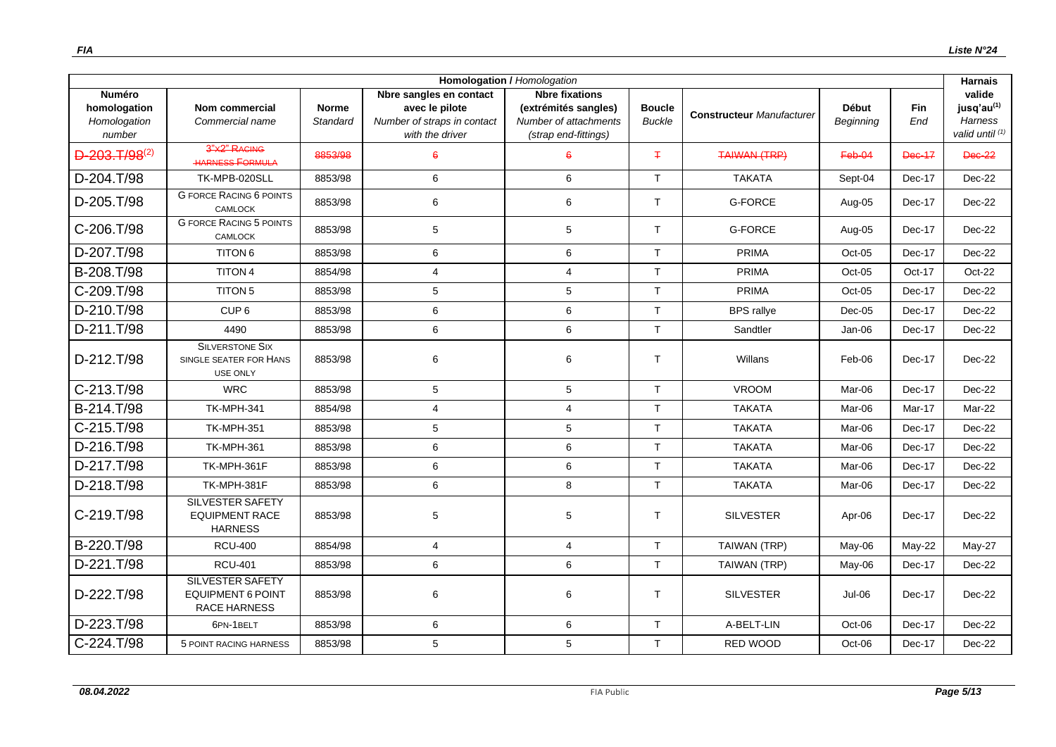| Homologation / *Homologation* | | | | | | | | | Harnais |
|---|---|---|---|---|---|---|---|---|---|
| **Numéro homologation** *Homologation number* | **Nom commercial** *Commercial name* | **Norme** *Standard* | **Nbre sangles en contact avec le pilote** *Number of straps in contact with the driver* | **Nbre fixations (extrémités sangles)** *Number of attachments (strap end-fittings)* | **Boucle** *Buckle* | **Constructeur** *Manufacturer* | **Début** *Beginning* | **Fin** *End* | **valide jusq'au[1]** *Harness valid until [1]* |
| ~~D-203.T/98~~[2] | ~~3"x2" Racing Harness Formula~~ | ~~8853/98~~ | ~~6~~ | ~~6~~ | ~~T~~ | ~~TAIWAN (TRP)~~ | ~~Feb-04~~ | ~~Dec-17~~ | ~~Dec-22~~ |
| D-204.T/98 | TK-MPB-020SLL | 8853/98 | 6 | 6 | T | TAKATA | Sept-04 | Dec-17 | Dec-22 |
| D-205.T/98 | G Force Racing 6 points Camlock | 8853/98 | 6 | 6 | T | G-FORCE | Aug-05 | Dec-17 | Dec-22 |
| C-206.T/98 | G Force Racing 5 points Camlock | 8853/98 | 5 | 5 | T | G-FORCE | Aug-05 | Dec-17 | Dec-22 |
| D-207.T/98 | TITON 6 | 8853/98 | 6 | 6 | T | PRIMA | Oct-05 | Dec-17 | Dec-22 |
| B-208.T/98 | TITON 4 | 8854/98 | 4 | 4 | T | PRIMA | Oct-05 | Oct-17 | Oct-22 |
| C-209.T/98 | TITON 5 | 8853/98 | 5 | 5 | T | PRIMA | Oct-05 | Dec-17 | Dec-22 |
| D-210.T/98 | CUP 6 | 8853/98 | 6 | 6 | T | BPS rallye | Dec-05 | Dec-17 | Dec-22 |
| D-211.T/98 | 4490 | 8853/98 | 6 | 6 | T | Sandtler | Jan-06 | Dec-17 | Dec-22 |
| D-212.T/98 | Silverstone Six single seater for Hans use only | 8853/98 | 6 | 6 | T | Willans | Feb-06 | Dec-17 | Dec-22 |
| C-213.T/98 | WRC | 8853/98 | 5 | 5 | T | VROOM | Mar-06 | Dec-17 | Dec-22 |
| B-214.T/98 | TK-MPH-341 | 8854/98 | 4 | 4 | T | TAKATA | Mar-06 | Mar-17 | Mar-22 |
| C-215.T/98 | TK-MPH-351 | 8853/98 | 5 | 5 | T | TAKATA | Mar-06 | Dec-17 | Dec-22 |
| D-216.T/98 | TK-MPH-361 | 8853/98 | 6 | 6 | T | TAKATA | Mar-06 | Dec-17 | Dec-22 |
| D-217.T/98 | TK-MPH-361F | 8853/98 | 6 | 6 | T | TAKATA | Mar-06 | Dec-17 | Dec-22 |
| D-218.T/98 | TK-MPH-381F | 8853/98 | 6 | 8 | T | TAKATA | Mar-06 | Dec-17 | Dec-22 |
| C-219.T/98 | SILVESTER SAFETY EQUIPMENT RACE HARNESS | 8853/98 | 5 | 5 | T | SILVESTER | Apr-06 | Dec-17 | Dec-22 |
| B-220.T/98 | RCU-400 | 8854/98 | 4 | 4 | T | TAIWAN (TRP) | May-06 | May-22 | May-27 |
| D-221.T/98 | RCU-401 | 8853/98 | 6 | 6 | T | TAIWAN (TRP) | May-06 | Dec-17 | Dec-22 |
| D-222.T/98 | SILVESTER SAFETY EQUIPMENT 6 POINT RACE HARNESS | 8853/98 | 6 | 6 | T | SILVESTER | Jul-06 | Dec-17 | Dec-22 |
| D-223.T/98 | 6PN-1BELT | 8853/98 | 6 | 6 | T | A-BELT-LIN | Oct-06 | Dec-17 | Dec-22 |
| C-224.T/98 | 5 POINT RACING HARNESS | 8853/98 | 5 | 5 | T | RED WOOD | Oct-06 | Dec-17 | Dec-22 |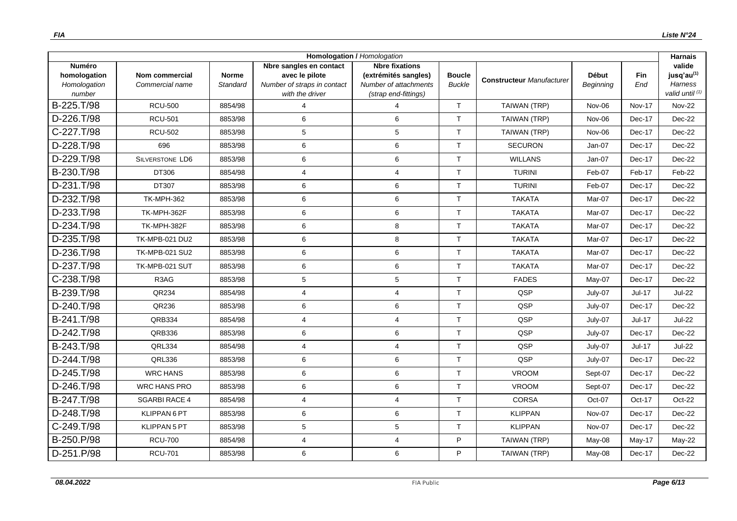| Homologation / *Homologation* | | | | | | | | | Harnais |
|---|---|---|---|---|---|---|---|---|---|
| **Numéro homologation** *Homologation number* | **Nom commercial** *Commercial name* | **Norme** *Standard* | **Nbre sangles en contact avec le pilote** *Number of straps in contact with the driver* | **Nbre fixations (extrémités sangles)** *Number of attachments (strap end-fittings)* | **Boucle** *Buckle* | **Constructeur** *Manufacturer* | **Début** *Beginning* | **Fin** *End* | **valide jusq'au[(1)]** *Harness valid until [(1)]* |
| B-225.T/98 | RCU-500 | 8854/98 | 4 | 4 | T | TAIWAN (TRP) | Nov-06 | Nov-17 | Nov-22 |
| D-226.T/98 | RCU-501 | 8853/98 | 6 | 6 | T | TAIWAN (TRP) | Nov-06 | Dec-17 | Dec-22 |
| C-227.T/98 | RCU-502 | 8853/98 | 5 | 5 | T | TAIWAN (TRP) | Nov-06 | Dec-17 | Dec-22 |
| D-228.T/98 | 696 | 8853/98 | 6 | 6 | T | SECURON | Jan-07 | Dec-17 | Dec-22 |
| D-229.T/98 | SILVERSTONE LD6 | 8853/98 | 6 | 6 | T | WILLANS | Jan-07 | Dec-17 | Dec-22 |
| B-230.T/98 | DT306 | 8854/98 | 4 | 4 | T | TURINI | Feb-07 | Feb-17 | Feb-22 |
| D-231.T/98 | DT307 | 8853/98 | 6 | 6 | T | TURINI | Feb-07 | Dec-17 | Dec-22 |
| D-232.T/98 | TK-MPH-362 | 8853/98 | 6 | 6 | T | TAKATA | Mar-07 | Dec-17 | Dec-22 |
| D-233.T/98 | TK-MPH-362F | 8853/98 | 6 | 6 | T | TAKATA | Mar-07 | Dec-17 | Dec-22 |
| D-234.T/98 | TK-MPH-382F | 8853/98 | 6 | 8 | T | TAKATA | Mar-07 | Dec-17 | Dec-22 |
| D-235.T/98 | TK-MPB-021 DU2 | 8853/98 | 6 | 8 | T | TAKATA | Mar-07 | Dec-17 | Dec-22 |
| D-236.T/98 | TK-MPB-021 SU2 | 8853/98 | 6 | 6 | T | TAKATA | Mar-07 | Dec-17 | Dec-22 |
| D-237.T/98 | TK-MPB-021 SUT | 8853/98 | 6 | 6 | T | TAKATA | Mar-07 | Dec-17 | Dec-22 |
| C-238.T/98 | R3AG | 8853/98 | 5 | 5 | T | FADES | May-07 | Dec-17 | Dec-22 |
| B-239.T/98 | QR234 | 8854/98 | 4 | 4 | T | QSP | July-07 | Jul-17 | Jul-22 |
| D-240.T/98 | QR236 | 8853/98 | 6 | 6 | T | QSP | July-07 | Dec-17 | Dec-22 |
| B-241.T/98 | QRB334 | 8854/98 | 4 | 4 | T | QSP | July-07 | Jul-17 | Jul-22 |
| D-242.T/98 | QRB336 | 8853/98 | 6 | 6 | T | QSP | July-07 | Dec-17 | Dec-22 |
| B-243.T/98 | QRL334 | 8854/98 | 4 | 4 | T | QSP | July-07 | Jul-17 | Jul-22 |
| D-244.T/98 | QRL336 | 8853/98 | 6 | 6 | T | QSP | July-07 | Dec-17 | Dec-22 |
| D-245.T/98 | WRC HANS | 8853/98 | 6 | 6 | T | VROOM | Sept-07 | Dec-17 | Dec-22 |
| D-246.T/98 | WRC HANS PRO | 8853/98 | 6 | 6 | T | VROOM | Sept-07 | Dec-17 | Dec-22 |
| B-247.T/98 | SGARBI RACE 4 | 8854/98 | 4 | 4 | T | CORSA | Oct-07 | Oct-17 | Oct-22 |
| D-248.T/98 | KLIPPAN 6 PT | 8853/98 | 6 | 6 | T | KLIPPAN | Nov-07 | Dec-17 | Dec-22 |
| C-249.T/98 | KLIPPAN 5 PT | 8853/98 | 5 | 5 | T | KLIPPAN | Nov-07 | Dec-17 | Dec-22 |
| B-250.P/98 | RCU-700 | 8854/98 | 4 | 4 | P | TAIWAN (TRP) | May-08 | May-17 | May-22 |
| D-251.P/98 | RCU-701 | 8853/98 | 6 | 6 | P | TAIWAN (TRP) | May-08 | Dec-17 | Dec-22 |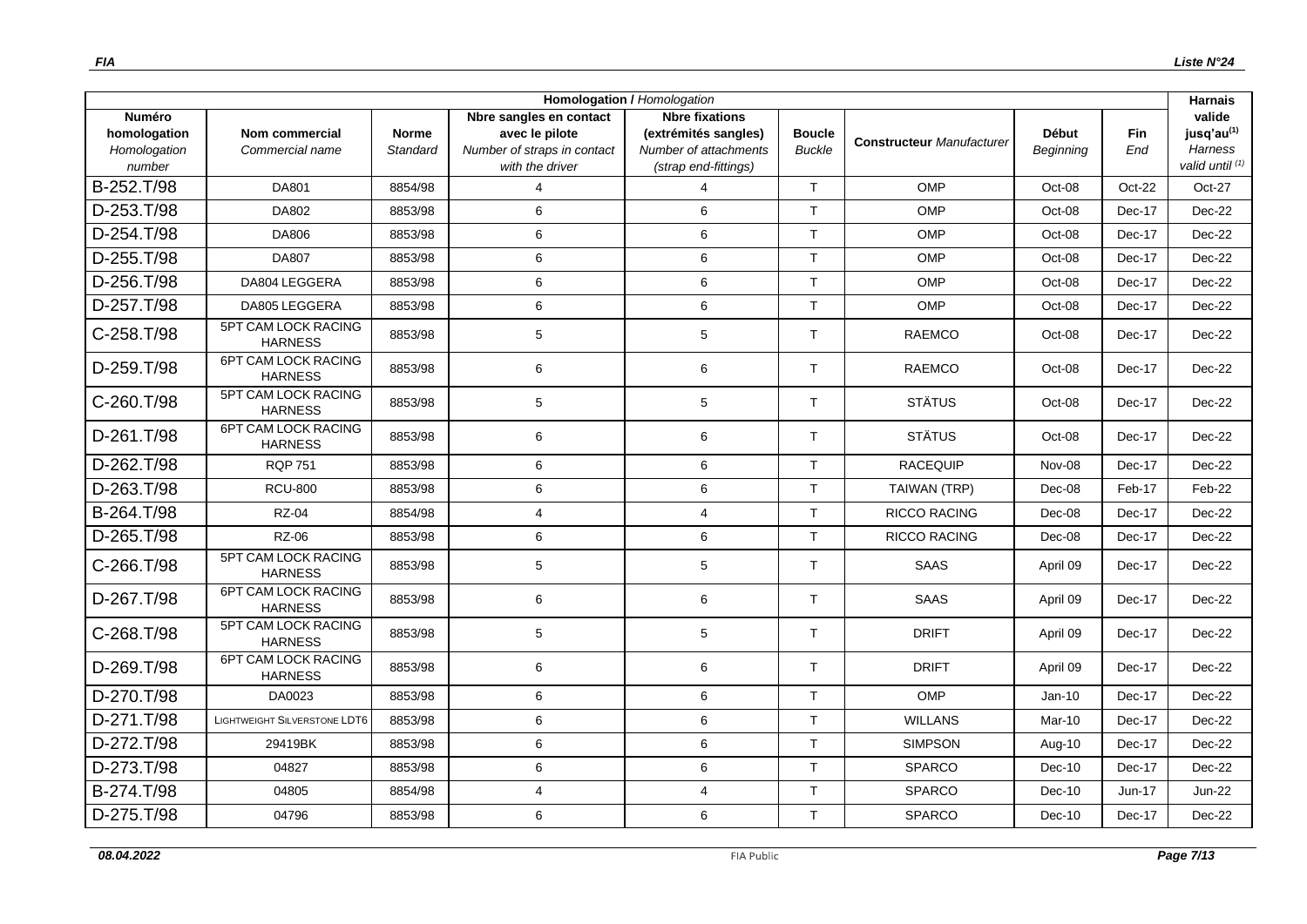| Homologation / *Homologation* | | | | | | | | | | Harnais |
|---|---|---|---|---|---|---|---|---|---|---|
| **Numéro homologation** *Homologation number* | **Nom commercial** *Commercial name* | **Norme** *Standard* | **Nbre sangles en contact avec le pilote** *Number of straps in contact with the driver* | **Nbre fixations (extrémités sangles)** *Number of attachments (strap end-fittings)* | **Boucle** *Buckle* | **Constructeur** *Manufacturer* | **Début** *Beginning* | **Fin** *End* | **valide jusq'au(1)** *Harness valid until (1)* |
| B-252.T/98 | DA801 | 8854/98 | 4 | 4 | T | OMP | Oct-08 | Oct-22 | Oct-27 |
| D-253.T/98 | DA802 | 8853/98 | 6 | 6 | T | OMP | Oct-08 | Dec-17 | Dec-22 |
| D-254.T/98 | DA806 | 8853/98 | 6 | 6 | T | OMP | Oct-08 | Dec-17 | Dec-22 |
| D-255.T/98 | DA807 | 8853/98 | 6 | 6 | T | OMP | Oct-08 | Dec-17 | Dec-22 |
| D-256.T/98 | DA804 LEGGERA | 8853/98 | 6 | 6 | T | OMP | Oct-08 | Dec-17 | Dec-22 |
| D-257.T/98 | DA805 LEGGERA | 8853/98 | 6 | 6 | T | OMP | Oct-08 | Dec-17 | Dec-22 |
| C-258.T/98 | 5PT CAM LOCK RACING HARNESS | 8853/98 | 5 | 5 | T | RAEMCO | Oct-08 | Dec-17 | Dec-22 |
| D-259.T/98 | 6PT CAM LOCK RACING HARNESS | 8853/98 | 6 | 6 | T | RAEMCO | Oct-08 | Dec-17 | Dec-22 |
| C-260.T/98 | 5PT CAM LOCK RACING HARNESS | 8853/98 | 5 | 5 | T | STÄTUS | Oct-08 | Dec-17 | Dec-22 |
| D-261.T/98 | 6PT CAM LOCK RACING HARNESS | 8853/98 | 6 | 6 | T | STÄTUS | Oct-08 | Dec-17 | Dec-22 |
| D-262.T/98 | RQP 751 | 8853/98 | 6 | 6 | T | RACEQUIP | Nov-08 | Dec-17 | Dec-22 |
| D-263.T/98 | RCU-800 | 8853/98 | 6 | 6 | T | TAIWAN (TRP) | Dec-08 | Feb-17 | Feb-22 |
| B-264.T/98 | RZ-04 | 8854/98 | 4 | 4 | T | RICCO RACING | Dec-08 | Dec-17 | Dec-22 |
| D-265.T/98 | RZ-06 | 8853/98 | 6 | 6 | T | RICCO RACING | Dec-08 | Dec-17 | Dec-22 |
| C-266.T/98 | 5PT CAM LOCK RACING HARNESS | 8853/98 | 5 | 5 | T | SAAS | April 09 | Dec-17 | Dec-22 |
| D-267.T/98 | 6PT CAM LOCK RACING HARNESS | 8853/98 | 6 | 6 | T | SAAS | April 09 | Dec-17 | Dec-22 |
| C-268.T/98 | 5PT CAM LOCK RACING HARNESS | 8853/98 | 5 | 5 | T | DRIFT | April 09 | Dec-17 | Dec-22 |
| D-269.T/98 | 6PT CAM LOCK RACING HARNESS | 8853/98 | 6 | 6 | T | DRIFT | April 09 | Dec-17 | Dec-22 |
| D-270.T/98 | DA0023 | 8853/98 | 6 | 6 | T | OMP | Jan-10 | Dec-17 | Dec-22 |
| D-271.T/98 | LIGHTWEIGHT SILVERSTONE LDT6 | 8853/98 | 6 | 6 | T | WILLANS | Mar-10 | Dec-17 | Dec-22 |
| D-272.T/98 | 29419BK | 8853/98 | 6 | 6 | T | SIMPSON | Aug-10 | Dec-17 | Dec-22 |
| D-273.T/98 | 04827 | 8853/98 | 6 | 6 | T | SPARCO | Dec-10 | Dec-17 | Dec-22 |
| B-274.T/98 | 04805 | 8854/98 | 4 | 4 | T | SPARCO | Dec-10 | Jun-17 | Jun-22 |
| D-275.T/98 | 04796 | 8853/98 | 6 | 6 | T | SPARCO | Dec-10 | Dec-17 | Dec-22 |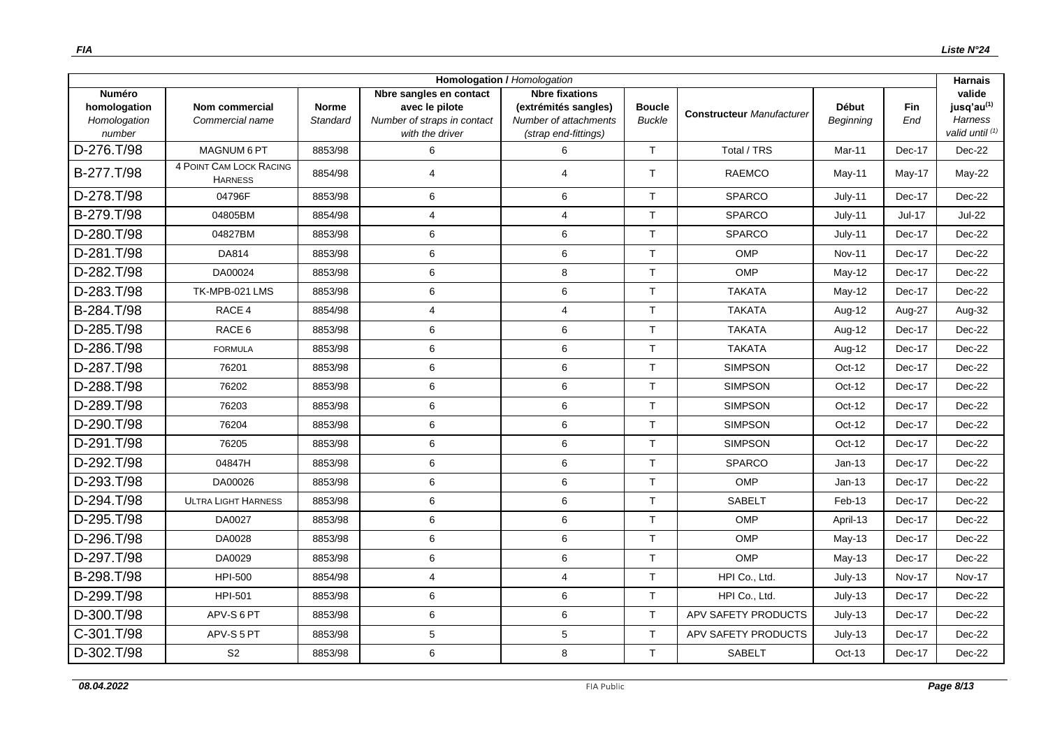| Homologation / *Homologation* | | | | | | | | | Harnais |
|---|---|---|---|---|---|---|---|---|---|
| **Numéro homologation** *Homologation number* | **Nom commercial** *Commercial name* | **Norme** *Standard* | **Nbre sangles en contact avec le pilote** *Number of straps in contact with the driver* | **Nbre fixations (extrémités sangles)** *Number of attachments (strap end-fittings)* | **Boucle** *Buckle* | **Constructeur** *Manufacturer* | **Début** *Beginning* | **Fin** *End* | **valide jusq'au(1)** *Harness valid until (1)* |
| D-276.T/98 | MAGNUM 6 PT | 8853/98 | 6 | 6 | T | Total / TRS | Mar-11 | Dec-17 | Dec-22 |
| B-277.T/98 | 4 POINT CAM LOCK RACING HARNESS | 8854/98 | 4 | 4 | T | RAEMCO | May-11 | May-17 | May-22 |
| D-278.T/98 | 04796F | 8853/98 | 6 | 6 | T | SPARCO | July-11 | Dec-17 | Dec-22 |
| B-279.T/98 | 04805BM | 8854/98 | 4 | 4 | T | SPARCO | July-11 | Jul-17 | Jul-22 |
| D-280.T/98 | 04827BM | 8853/98 | 6 | 6 | T | SPARCO | July-11 | Dec-17 | Dec-22 |
| D-281.T/98 | DA814 | 8853/98 | 6 | 6 | T | OMP | Nov-11 | Dec-17 | Dec-22 |
| D-282.T/98 | DA00024 | 8853/98 | 6 | 8 | T | OMP | May-12 | Dec-17 | Dec-22 |
| D-283.T/98 | TK-MPB-021 LMS | 8853/98 | 6 | 6 | T | TAKATA | May-12 | Dec-17 | Dec-22 |
| B-284.T/98 | RACE 4 | 8854/98 | 4 | 4 | T | TAKATA | Aug-12 | Aug-27 | Aug-32 |
| D-285.T/98 | RACE 6 | 8853/98 | 6 | 6 | T | TAKATA | Aug-12 | Dec-17 | Dec-22 |
| D-286.T/98 | FORMULA | 8853/98 | 6 | 6 | T | TAKATA | Aug-12 | Dec-17 | Dec-22 |
| D-287.T/98 | 76201 | 8853/98 | 6 | 6 | T | SIMPSON | Oct-12 | Dec-17 | Dec-22 |
| D-288.T/98 | 76202 | 8853/98 | 6 | 6 | T | SIMPSON | Oct-12 | Dec-17 | Dec-22 |
| D-289.T/98 | 76203 | 8853/98 | 6 | 6 | T | SIMPSON | Oct-12 | Dec-17 | Dec-22 |
| D-290.T/98 | 76204 | 8853/98 | 6 | 6 | T | SIMPSON | Oct-12 | Dec-17 | Dec-22 |
| D-291.T/98 | 76205 | 8853/98 | 6 | 6 | T | SIMPSON | Oct-12 | Dec-17 | Dec-22 |
| D-292.T/98 | 04847H | 8853/98 | 6 | 6 | T | SPARCO | Jan-13 | Dec-17 | Dec-22 |
| D-293.T/98 | DA00026 | 8853/98 | 6 | 6 | T | OMP | Jan-13 | Dec-17 | Dec-22 |
| D-294.T/98 | ULTRA LIGHT HARNESS | 8853/98 | 6 | 6 | T | SABELT | Feb-13 | Dec-17 | Dec-22 |
| D-295.T/98 | DA0027 | 8853/98 | 6 | 6 | T | OMP | April-13 | Dec-17 | Dec-22 |
| D-296.T/98 | DA0028 | 8853/98 | 6 | 6 | T | OMP | May-13 | Dec-17 | Dec-22 |
| D-297.T/98 | DA0029 | 8853/98 | 6 | 6 | T | OMP | May-13 | Dec-17 | Dec-22 |
| B-298.T/98 | HPI-500 | 8854/98 | 4 | 4 | T | HPI Co., Ltd. | July-13 | Nov-17 | Nov-17 |
| D-299.T/98 | HPI-501 | 8853/98 | 6 | 6 | T | HPI Co., Ltd. | July-13 | Dec-17 | Dec-22 |
| D-300.T/98 | APV-S 6 PT | 8853/98 | 6 | 6 | T | APV SAFETY PRODUCTS | July-13 | Dec-17 | Dec-22 |
| C-301.T/98 | APV-S 5 PT | 8853/98 | 5 | 5 | T | APV SAFETY PRODUCTS | July-13 | Dec-17 | Dec-22 |
| D-302.T/98 | S2 | 8853/98 | 6 | 8 | T | SABELT | Oct-13 | Dec-17 | Dec-22 |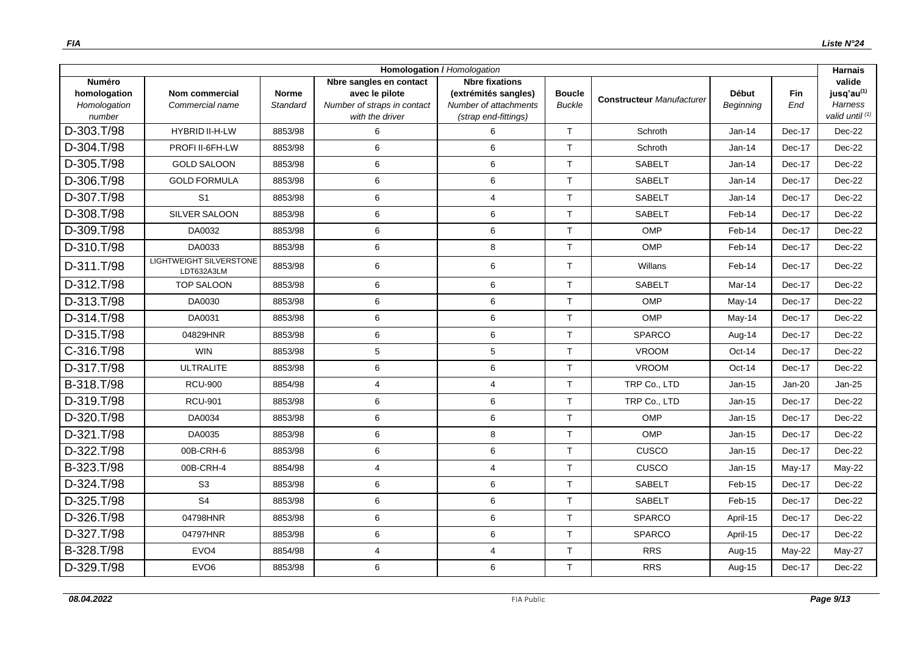| Homologation / *Homologation* | | | | | | | | | Harnais |
|---|---|---|---|---|---|---|---|---|---|
| **Numéro homologation** *Homologation number* | **Nom commercial** *Commercial name* | **Norme** *Standard* | **Nbre sangles en contact avec le pilote** *Number of straps in contact with the driver* | **Nbre fixations (extrémités sangles)** *Number of attachments (strap end-fittings)* | **Boucle** *Buckle* | **Constructeur** *Manufacturer* | **Début** *Beginning* | **Fin** *End* | **valide jusq'au[1]** *Harness valid until [1]* |
| D-303.T/98 | HYBRID II-H-LW | 8853/98 | 6 | 6 | T | Schroth | Jan-14 | Dec-17 | Dec-22 |
| D-304.T/98 | PROFI II-6FH-LW | 8853/98 | 6 | 6 | T | Schroth | Jan-14 | Dec-17 | Dec-22 |
| D-305.T/98 | GOLD SALOON | 8853/98 | 6 | 6 | T | SABELT | Jan-14 | Dec-17 | Dec-22 |
| D-306.T/98 | GOLD FORMULA | 8853/98 | 6 | 6 | T | SABELT | Jan-14 | Dec-17 | Dec-22 |
| D-307.T/98 | S1 | 8853/98 | 6 | 4 | T | SABELT | Jan-14 | Dec-17 | Dec-22 |
| D-308.T/98 | SILVER SALOON | 8853/98 | 6 | 6 | T | SABELT | Feb-14 | Dec-17 | Dec-22 |
| D-309.T/98 | DA0032 | 8853/98 | 6 | 6 | T | OMP | Feb-14 | Dec-17 | Dec-22 |
| D-310.T/98 | DA0033 | 8853/98 | 6 | 8 | T | OMP | Feb-14 | Dec-17 | Dec-22 |
| D-311.T/98 | LIGHTWEIGHT SILVERSTONE LDT632A3LM | 8853/98 | 6 | 6 | T | Willans | Feb-14 | Dec-17 | Dec-22 |
| D-312.T/98 | TOP SALOON | 8853/98 | 6 | 6 | T | SABELT | Mar-14 | Dec-17 | Dec-22 |
| D-313.T/98 | DA0030 | 8853/98 | 6 | 6 | T | OMP | May-14 | Dec-17 | Dec-22 |
| D-314.T/98 | DA0031 | 8853/98 | 6 | 6 | T | OMP | May-14 | Dec-17 | Dec-22 |
| D-315.T/98 | 04829HNR | 8853/98 | 6 | 6 | T | SPARCO | Aug-14 | Dec-17 | Dec-22 |
| C-316.T/98 | WIN | 8853/98 | 5 | 5 | T | VROOM | Oct-14 | Dec-17 | Dec-22 |
| D-317.T/98 | ULTRALITE | 8853/98 | 6 | 6 | T | VROOM | Oct-14 | Dec-17 | Dec-22 |
| B-318.T/98 | RCU-900 | 8854/98 | 4 | 4 | T | TRP Co., LTD | Jan-15 | Jan-20 | Jan-25 |
| D-319.T/98 | RCU-901 | 8853/98 | 6 | 6 | T | TRP Co., LTD | Jan-15 | Dec-17 | Dec-22 |
| D-320.T/98 | DA0034 | 8853/98 | 6 | 6 | T | OMP | Jan-15 | Dec-17 | Dec-22 |
| D-321.T/98 | DA0035 | 8853/98 | 6 | 8 | T | OMP | Jan-15 | Dec-17 | Dec-22 |
| D-322.T/98 | 00B-CRH-6 | 8853/98 | 6 | 6 | T | CUSCO | Jan-15 | Dec-17 | Dec-22 |
| B-323.T/98 | 00B-CRH-4 | 8854/98 | 4 | 4 | T | CUSCO | Jan-15 | May-17 | May-22 |
| D-324.T/98 | S3 | 8853/98 | 6 | 6 | T | SABELT | Feb-15 | Dec-17 | Dec-22 |
| D-325.T/98 | S4 | 8853/98 | 6 | 6 | T | SABELT | Feb-15 | Dec-17 | Dec-22 |
| D-326.T/98 | 04798HNR | 8853/98 | 6 | 6 | T | SPARCO | April-15 | Dec-17 | Dec-22 |
| D-327.T/98 | 04797HNR | 8853/98 | 6 | 6 | T | SPARCO | April-15 | Dec-17 | Dec-22 |
| B-328.T/98 | EVO4 | 8854/98 | 4 | 4 | T | RRS | Aug-15 | May-22 | May-27 |
| D-329.T/98 | EVO6 | 8853/98 | 6 | 6 | T | RRS | Aug-15 | Dec-17 | Dec-22 |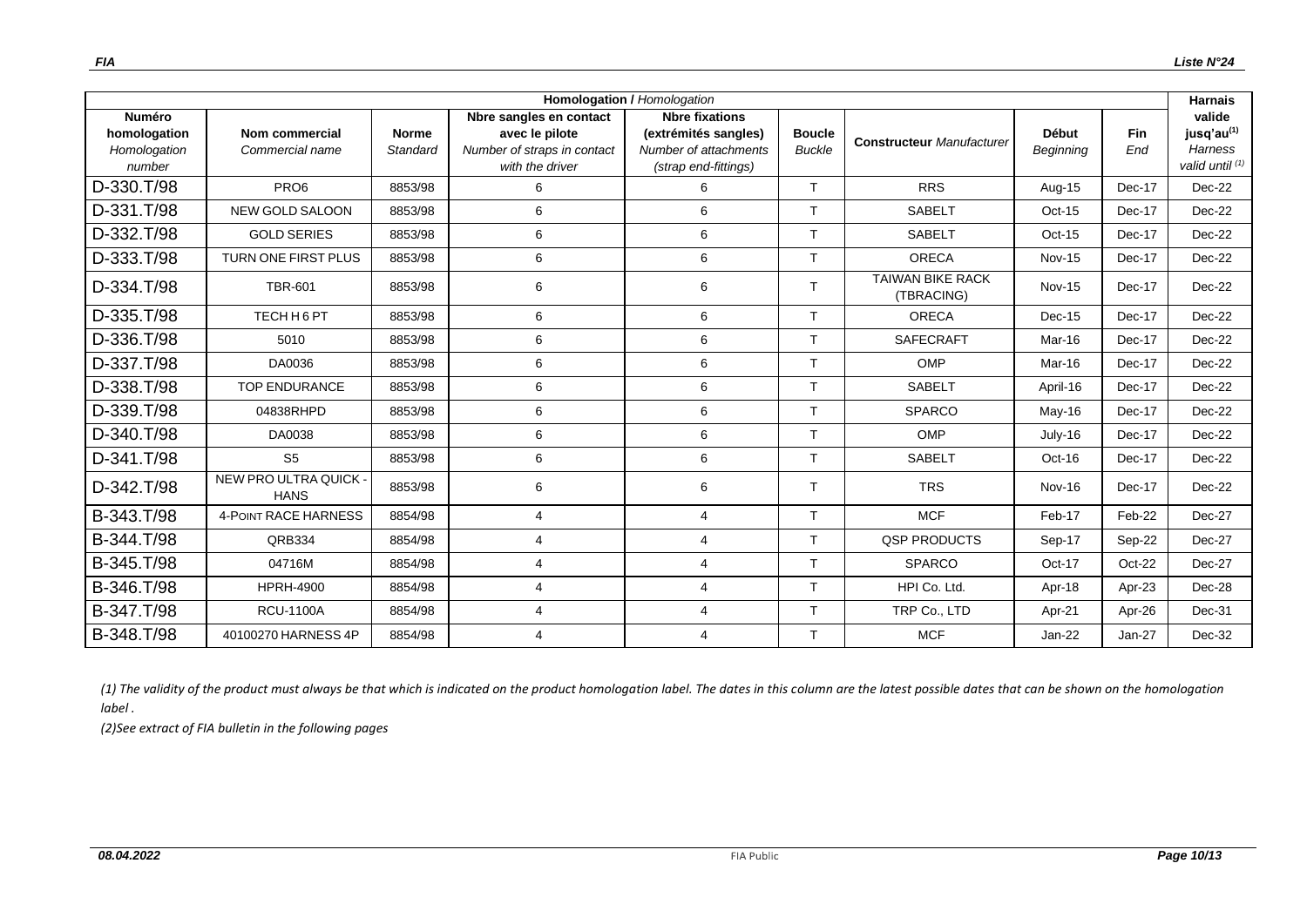| Homologation / *Homologation* | | | | | | | | | Harnais |
|---|---|---|---|---|---|---|---|---|---|
| **Numéro homologation** *Homologation number* | **Nom commercial** *Commercial name* | **Norme** *Standard* | **Nbre sangles en contact avec le pilote** *Number of straps in contact with the driver* | **Nbre fixations (extrémités sangles)** *Number of attachments (strap end-fittings)* | **Boucle** *Buckle* | **Constructeur** *Manufacturer* | **Début** *Beginning* | **Fin** *End* | **valide jusq'au(1)** *Harness valid until (1)* |
| D-330.T/98 | PRO6 | 8853/98 | 6 | 6 | T | RRS | Aug-15 | Dec-17 | Dec-22 |
| D-331.T/98 | NEW GOLD SALOON | 8853/98 | 6 | 6 | T | SABELT | Oct-15 | Dec-17 | Dec-22 |
| D-332.T/98 | GOLD SERIES | 8853/98 | 6 | 6 | T | SABELT | Oct-15 | Dec-17 | Dec-22 |
| D-333.T/98 | TURN ONE FIRST PLUS | 8853/98 | 6 | 6 | T | ORECA | Nov-15 | Dec-17 | Dec-22 |
| D-334.T/98 | TBR-601 | 8853/98 | 6 | 6 | T | TAIWAN BIKE RACK (TBRACING) | Nov-15 | Dec-17 | Dec-22 |
| D-335.T/98 | TECH H 6 PT | 8853/98 | 6 | 6 | T | ORECA | Dec-15 | Dec-17 | Dec-22 |
| D-336.T/98 | 5010 | 8853/98 | 6 | 6 | T | SAFECRAFT | Mar-16 | Dec-17 | Dec-22 |
| D-337.T/98 | DA0036 | 8853/98 | 6 | 6 | T | OMP | Mar-16 | Dec-17 | Dec-22 |
| D-338.T/98 | TOP ENDURANCE | 8853/98 | 6 | 6 | T | SABELT | April-16 | Dec-17 | Dec-22 |
| D-339.T/98 | 04838RHPD | 8853/98 | 6 | 6 | T | SPARCO | May-16 | Dec-17 | Dec-22 |
| D-340.T/98 | DA0038 | 8853/98 | 6 | 6 | T | OMP | July-16 | Dec-17 | Dec-22 |
| D-341.T/98 | S5 | 8853/98 | 6 | 6 | T | SABELT | Oct-16 | Dec-17 | Dec-22 |
| D-342.T/98 | NEW PRO ULTRA QUICK - HANS | 8853/98 | 6 | 6 | T | TRS | Nov-16 | Dec-17 | Dec-22 |
| B-343.T/98 | 4-POINT RACE HARNESS | 8854/98 | 4 | 4 | T | MCF | Feb-17 | Feb-22 | Dec-27 |
| B-344.T/98 | QRB334 | 8854/98 | 4 | 4 | T | QSP PRODUCTS | Sep-17 | Sep-22 | Dec-27 |
| B-345.T/98 | 04716M | 8854/98 | 4 | 4 | T | SPARCO | Oct-17 | Oct-22 | Dec-27 |
| B-346.T/98 | HPRH-4900 | 8854/98 | 4 | 4 | T | HPI Co. Ltd. | Apr-18 | Apr-23 | Dec-28 |
| B-347.T/98 | RCU-1100A | 8854/98 | 4 | 4 | T | TRP Co., LTD | Apr-21 | Apr-26 | Dec-31 |
| B-348.T/98 | 40100270 HARNESS 4P | 8854/98 | 4 | 4 | T | MCF | Jan-22 | Jan-27 | Dec-32 |

*(1) The validity of the product must always be that which is indicated on the product homologation label. The dates in this column are the latest possible dates that can be shown on the homologation label .*

*(2)See extract of FIA bulletin in the following pages*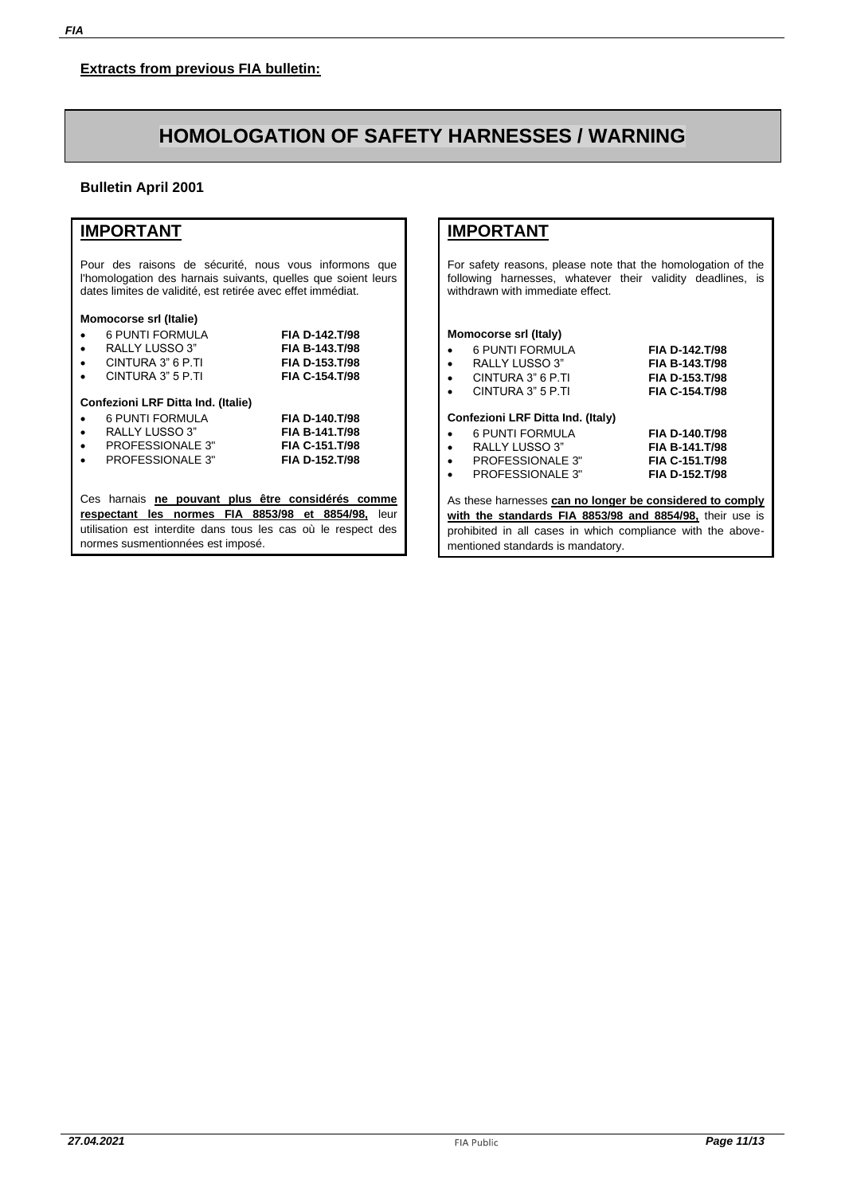**Extracts from previous FIA bulletin:**

# HOMOLOGATION OF SAFETY HARNESSES / WARNING

**Bulletin April 2001**

## IMPORTANT

Pour des raisons de sécurité, nous vous informons que l'homologation des harnais suivants, quelles que soient leurs dates limites de validité, est retirée avec effet immédiat.

**Momocorse srl (Italie)**

- 6 PUNTI FORMULA **FIA D-142.T/98**
- RALLY LUSSO 3" **FIA B-143.T/98**
- CINTURA 3" 6 P.TI **FIA D-153.T/98**
- CINTURA 3" 5 P.TI **FIA C-154.T/98**

**Confezioni LRF Ditta Ind. (Italie)**

- 6 PUNTI FORMULA **FIA D-140.T/98**
- RALLY LUSSO 3" **FIA B-141.T/98**
- PROFESSIONALE 3" **FIA C-151.T/98**
- PROFESSIONALE 3" **FIA D-152.T/98**

Ces harnais **ne pouvant plus être considérés comme respectant les normes FIA 8853/98 et 8854/98,** leur utilisation est interdite dans tous les cas où le respect des normes susmentionnées est imposé.

## IMPORTANT

For safety reasons, please note that the homologation of the following harnesses, whatever their validity deadlines, is withdrawn with immediate effect.

**Momocorse srl (Italy)**

- 6 PUNTI FORMULA **FIA D-142.T/98**
- RALLY LUSSO 3" **FIA B-143.T/98**
- CINTURA 3" 6 P.TI **FIA D-153.T/98**
- CINTURA 3" 5 P.TI **FIA C-154.T/98**

**Confezioni LRF Ditta Ind. (Italy)**

- 6 PUNTI FORMULA **FIA D-140.T/98**
- RALLY LUSSO 3" **FIA B-141.T/98**
- PROFESSIONALE 3" **FIA C-151.T/98**
- PROFESSIONALE 3" **FIA D-152.T/98**

As these harnesses **can no longer be considered to comply with the standards FIA 8853/98 and 8854/98,** their use is prohibited in all cases in which compliance with the above-mentioned standards is mandatory.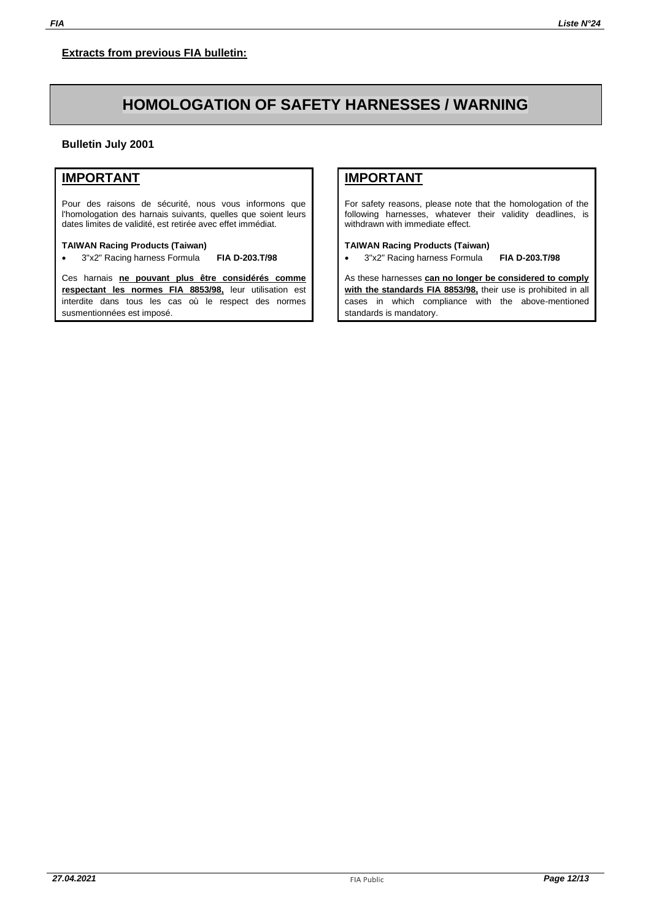**Extracts from previous FIA bulletin:**

# HOMOLOGATION OF SAFETY HARNESSES / WARNING

**Bulletin July 2001**

## IMPORTANT

Pour des raisons de sécurité, nous vous informons que l'homologation des harnais suivants, quelles que soient leurs dates limites de validité, est retirée avec effet immédiat.

**TAIWAN Racing Products (Taiwan)**

- 3"x2" Racing harness Formula **FIA D-203.T/98**

Ces harnais **ne pouvant plus être considérés comme respectant les normes FIA 8853/98,** leur utilisation est interdite dans tous les cas où le respect des normes susmentionnées est imposé.

## IMPORTANT

For safety reasons, please note that the homologation of the following harnesses, whatever their validity deadlines, is withdrawn with immediate effect.

**TAIWAN Racing Products (Taiwan)**

- 3"x2" Racing harness Formula **FIA D-203.T/98**

As these harnesses **can no longer be considered to comply with the standards FIA 8853/98,** their use is prohibited in all cases in which compliance with the above-mentioned standards is mandatory.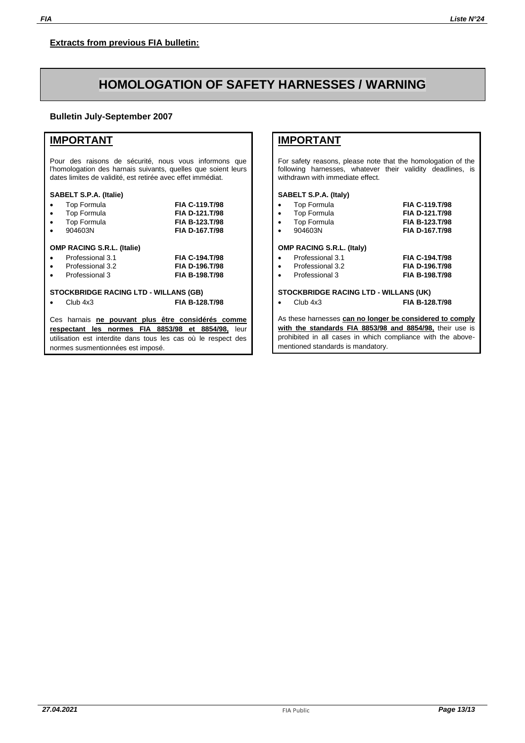**Extracts from previous FIA bulletin:**

# HOMOLOGATION OF SAFETY HARNESSES / WARNING

**Bulletin July-September 2007**

## IMPORTANT

Pour des raisons de sécurité, nous vous informons que l'homologation des harnais suivants, quelles que soient leurs dates limites de validité, est retirée avec effet immédiat.

**SABELT S.P.A. (Italie)**

- Top Formula **FIA C-119.T/98**
- Top Formula **FIA D-121.T/98**
- Top Formula **FIA B-123.T/98**
- 904603N **FIA D-167.T/98**

**OMP RACING S.R.L. (Italie)**

- Professional 3.1 **FIA C-194.T/98**
- Professional 3.2 **FIA D-196.T/98**
- Professional 3 **FIA B-198.T/98**

**STOCKBRIDGE RACING LTD - WILLANS (GB)**

- Club 4x3 **FIA B-128.T/98**

Ces harnais **ne pouvant plus être considérés comme respectant les normes FIA 8853/98 et 8854/98,** leur utilisation est interdite dans tous les cas où le respect des normes susmentionnées est imposé.

## IMPORTANT

For safety reasons, please note that the homologation of the following harnesses, whatever their validity deadlines, is withdrawn with immediate effect.

**SABELT S.P.A. (Italy)**

- Top Formula **FIA C-119.T/98**
- Top Formula **FIA D-121.T/98**
- Top Formula **FIA B-123.T/98**
- 904603N **FIA D-167.T/98**

**OMP RACING S.R.L. (Italy)**

- Professional 3.1 **FIA C-194.T/98**
- Professional 3.2 **FIA D-196.T/98**
- Professional 3 **FIA B-198.T/98**

**STOCKBRIDGE RACING LTD - WILLANS (UK)**

- Club 4x3 **FIA B-128.T/98**

As these harnesses **can no longer be considered to comply with the standards FIA 8853/98 and 8854/98,** their use is prohibited in all cases in which compliance with the above-mentioned standards is mandatory.